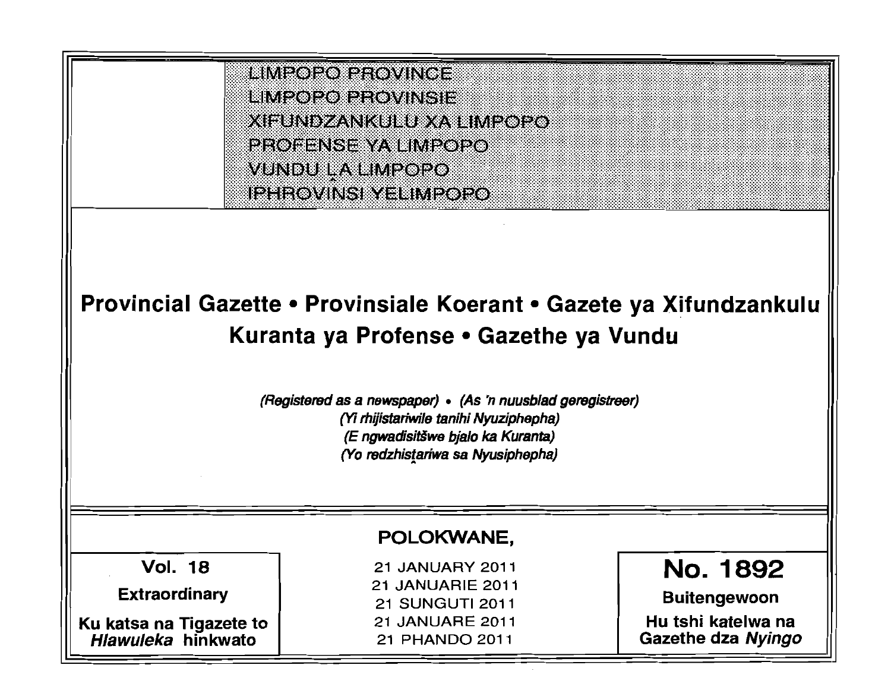LIMPOPO PROVINCE
LIMPOPO PROVINSIE
XIFUNDZANKULU XA LIMPOPO
PROFENSE YA LIMPOPO
VUNDU ḼA LIMPOPO
IPHROVINSI YELIMPOPO

# Provincial Gazette • Provinsiale Koerant • Gazete ya Xifundzankulu Kuranta ya Profense • Gazethe ya Vundu

*(Registered as a newspaper) • (As 'n nuusblad geregistreer)*
*(Yi rhijistariwile tanihi Nyuziphepha)*
*(E ngwadisitšwe bjalo ka Kuranta)*
*(Yo redzhistariwa sa Nyusiphepha)*

**POLOKWANE,**

| **Vol. 18** | 21 JANUARY 2011 | **No. 1892** |
|---|---|---|
| **Extraordinary** | 21 JANUARIE 2011 | **Buitengewoon** |
| **Ku katsa na Tigazete to *Hlawuleka* hinkwato** | 21 SUNGUTI 2011 | **Hu tshi katelwa na Gazethe dza *Nyingo*** |
| | 21 JANUARE 2011 | |
| | 21 PHANDO 2011 | |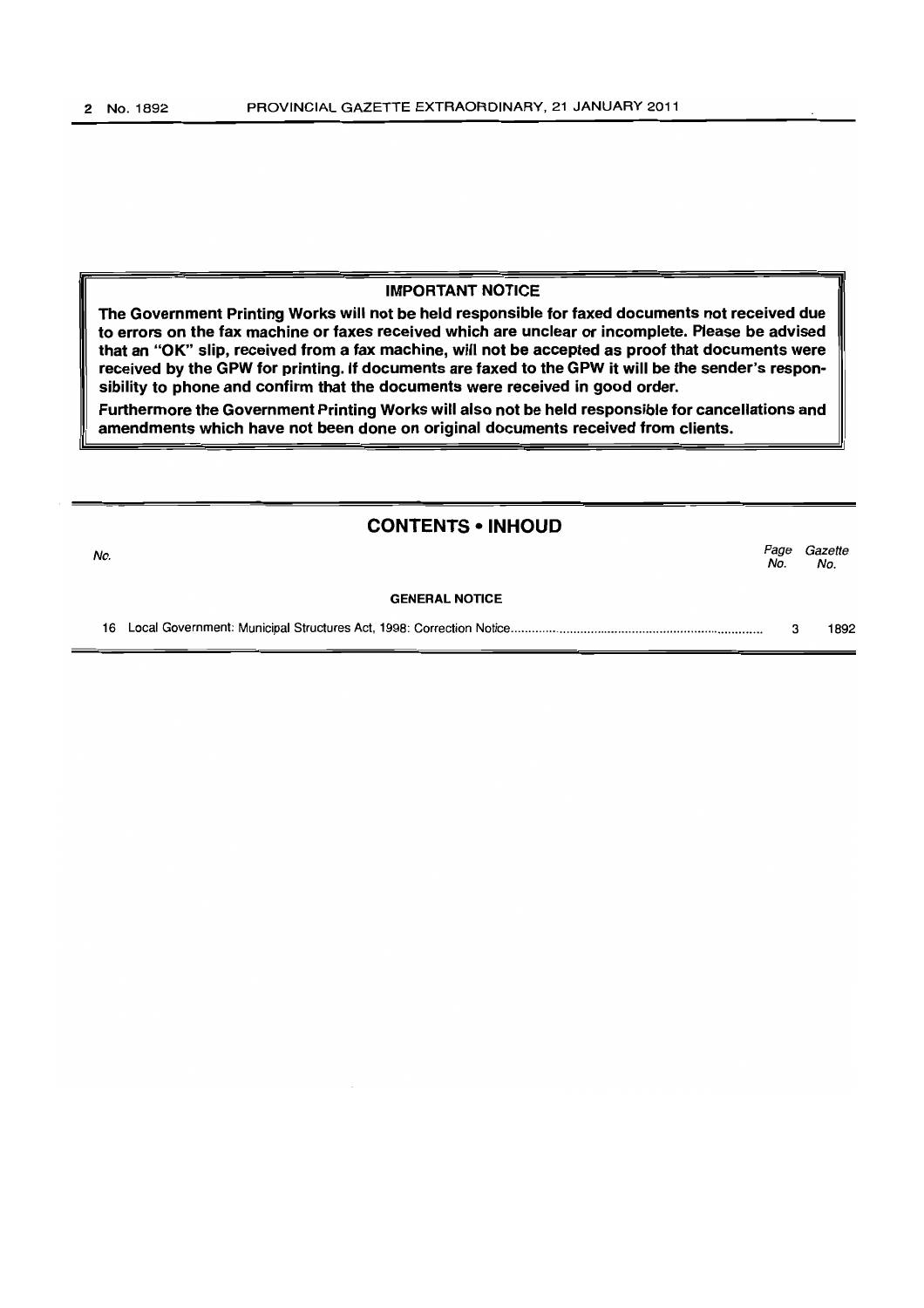**IMPORTANT NOTICE**

**The Government Printing Works will not be held responsible for faxed documents not received due to errors on the fax machine or faxes received which are unclear or incomplete. Please be advised that an "OK" slip, received from a fax machine, will not be accepted as proof that documents were received by the GPW for printing. If documents are faxed to the GPW it will be the sender's responsibility to phone and confirm that the documents were received in good order.**

**Furthermore the Government Printing Works will also not be held responsible for cancellations and amendments which have not been done on original documents received from clients.**

## CONTENTS • INHOUD

| *No.* | | *Page No.* | *Gazette No.* |
|---|---|---|---|
| | **GENERAL NOTICE** | | |
| 16 | Local Government: Municipal Structures Act, 1998: Correction Notice | 3 | 1892 |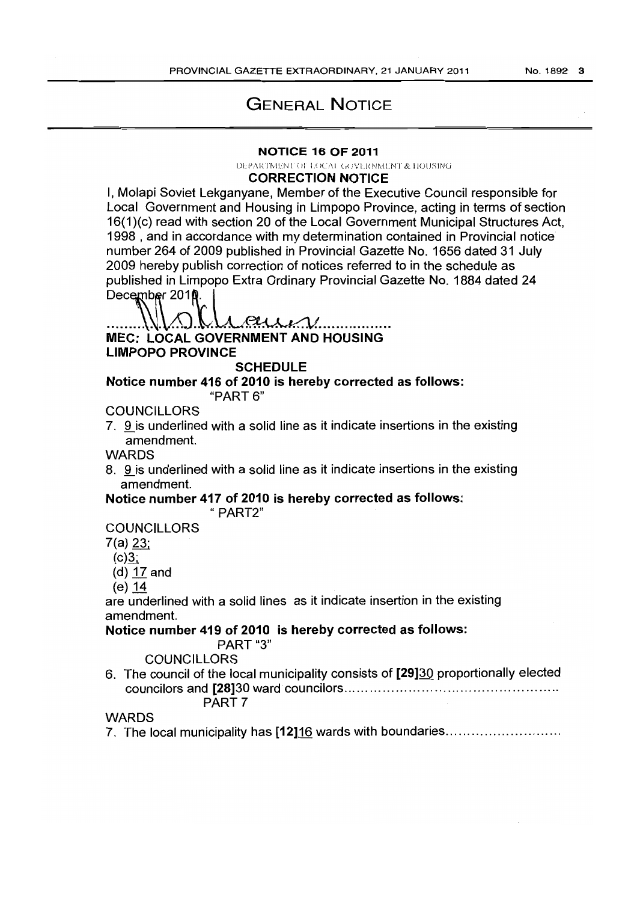# GENERAL NOTICE

**NOTICE 16 OF 2011**

DEPARTMENT OF LOCAL GOVERNMENT & HOUSING

**CORRECTION NOTICE**

I, Molapi Soviet Lekganyane, Member of the Executive Council responsible for Local Government and Housing in Limpopo Province, acting in terms of section 16(1)(c) read with section 20 of the Local Government Municipal Structures Act, 1998 , and in accordance with my determination contained in Provincial notice number 264 of 2009 published in Provincial Gazette No. 1656 dated 31 July 2009 hereby publish correction of notices referred to in the schedule as published in Limpopo Extra Ordinary Provincial Gazette No. 1884 dated 24 December 2010.

..................................................

**MEC: LOCAL GOVERNMENT AND HOUSING**
**LIMPOPO PROVINCE**

**SCHEDULE**

**Notice number 416 of 2010 is hereby corrected as follows:**

"PART 6"

COUNCILLORS

7. <u>9</u> is underlined with a solid line as it indicate insertions in the existing amendment.

WARDS

8. <u>9</u> is underlined with a solid line as it indicate insertions in the existing amendment.

**Notice number 417 of 2010 is hereby corrected as follows:**

" PART2"

COUNCILLORS

7(a) <u>23;</u>

(c)<u>3;</u>

(d) <u>17</u> and

(e) <u>14</u>

are underlined with a solid lines as it indicate insertion in the existing amendment.

**Notice number 419 of 2010 is hereby corrected as follows:**

PART "3"

COUNCILLORS

6. The council of the local municipality consists of **[29]**<u>30</u> proportionally elected councilors and **[28]**30 ward councilors.................................................

PART 7

WARDS

7. The local municipality has **[12]**<u>16</u> wards with boundaries...........................